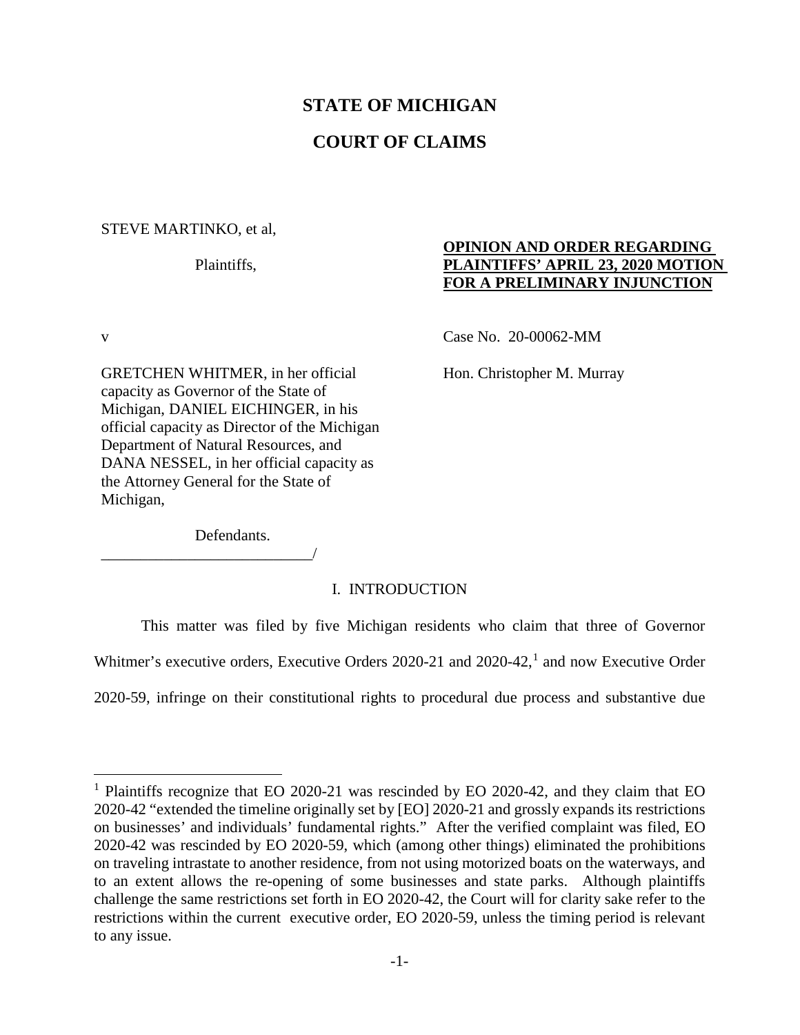# STATE OF MICHIGAN

# COURT OF CLAIMS

STEVE MARTINKO, et al,

Plaintiffs,

v

GRETCHEN WHITMER, in her official capacity as Governor of the State of Michigan, DANIEL EICHINGER, in his official capacity as Director of the Michigan Department of Natural Resources, and DANA NESSEL, in her official capacity as the Attorney General for the State of Michigan,

Defendants.

\_\_\_\_\_\_\_\_\_\_\_\_\_\_\_\_\_\_\_\_\_\_\_\_\_\_\_\_\_\_/

**OPINION AND ORDER REGARDING PLAINTIFFS' APRIL 23, 2020 MOTION FOR A PRELIMINARY INJUNCTION**

Case No. 20-00062-MM

Hon. Christopher M. Murray

## I. INTRODUCTION

This matter was filed by five Michigan residents who claim that three of Governor Whitmer's executive orders, Executive Orders 2020-21 and 2020-42,[1] and now Executive Order 2020-59, infringe on their constitutional rights to procedural due process and substantive due

---

[1] Plaintiffs recognize that EO 2020-21 was rescinded by EO 2020-42, and they claim that EO 2020-42 "extended the timeline originally set by [EO] 2020-21 and grossly expands its restrictions on businesses' and individuals' fundamental rights." After the verified complaint was filed, EO 2020-42 was rescinded by EO 2020-59, which (among other things) eliminated the prohibitions on traveling intrastate to another residence, from not using motorized boats on the waterways, and to an extent allows the re-opening of some businesses and state parks. Although plaintiffs challenge the same restrictions set forth in EO 2020-42, the Court will for clarity sake refer to the restrictions within the current executive order, EO 2020-59, unless the timing period is relevant to any issue.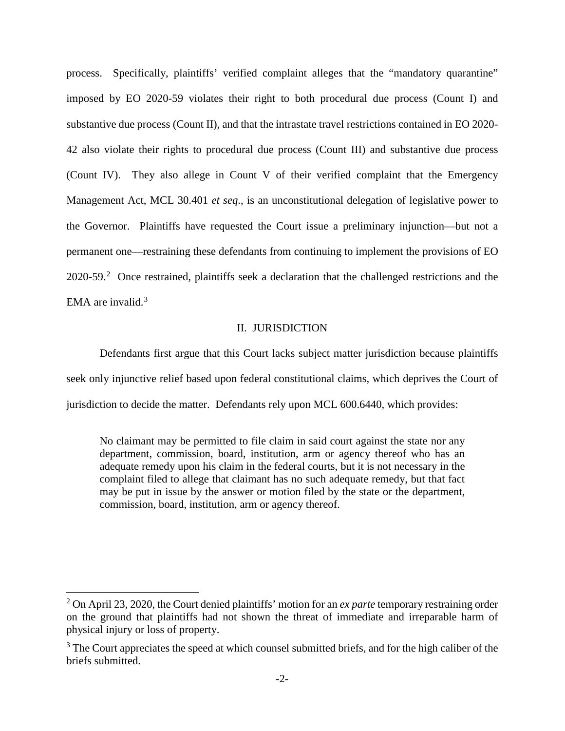process. Specifically, plaintiffs' verified complaint alleges that the "mandatory quarantine" imposed by EO 2020-59 violates their right to both procedural due process (Count I) and substantive due process (Count II), and that the intrastate travel restrictions contained in EO 2020-42 also violate their rights to procedural due process (Count III) and substantive due process (Count IV). They also allege in Count V of their verified complaint that the Emergency Management Act, MCL 30.401 *et seq*., is an unconstitutional delegation of legislative power to the Governor. Plaintiffs have requested the Court issue a preliminary injunction—but not a permanent one—restraining these defendants from continuing to implement the provisions of EO 2020-59.[2] Once restrained, plaintiffs seek a declaration that the challenged restrictions and the EMA are invalid.[3]

## II. JURISDICTION

Defendants first argue that this Court lacks subject matter jurisdiction because plaintiffs seek only injunctive relief based upon federal constitutional claims, which deprives the Court of jurisdiction to decide the matter. Defendants rely upon MCL 600.6440, which provides:

> No claimant may be permitted to file claim in said court against the state nor any department, commission, board, institution, arm or agency thereof who has an adequate remedy upon his claim in the federal courts, but it is not necessary in the complaint filed to allege that claimant has no such adequate remedy, but that fact may be put in issue by the answer or motion filed by the state or the department, commission, board, institution, arm or agency thereof.

---

[2] On April 23, 2020, the Court denied plaintiffs' motion for an *ex parte* temporary restraining order on the ground that plaintiffs had not shown the threat of immediate and irreparable harm of physical injury or loss of property.

[3] The Court appreciates the speed at which counsel submitted briefs, and for the high caliber of the briefs submitted.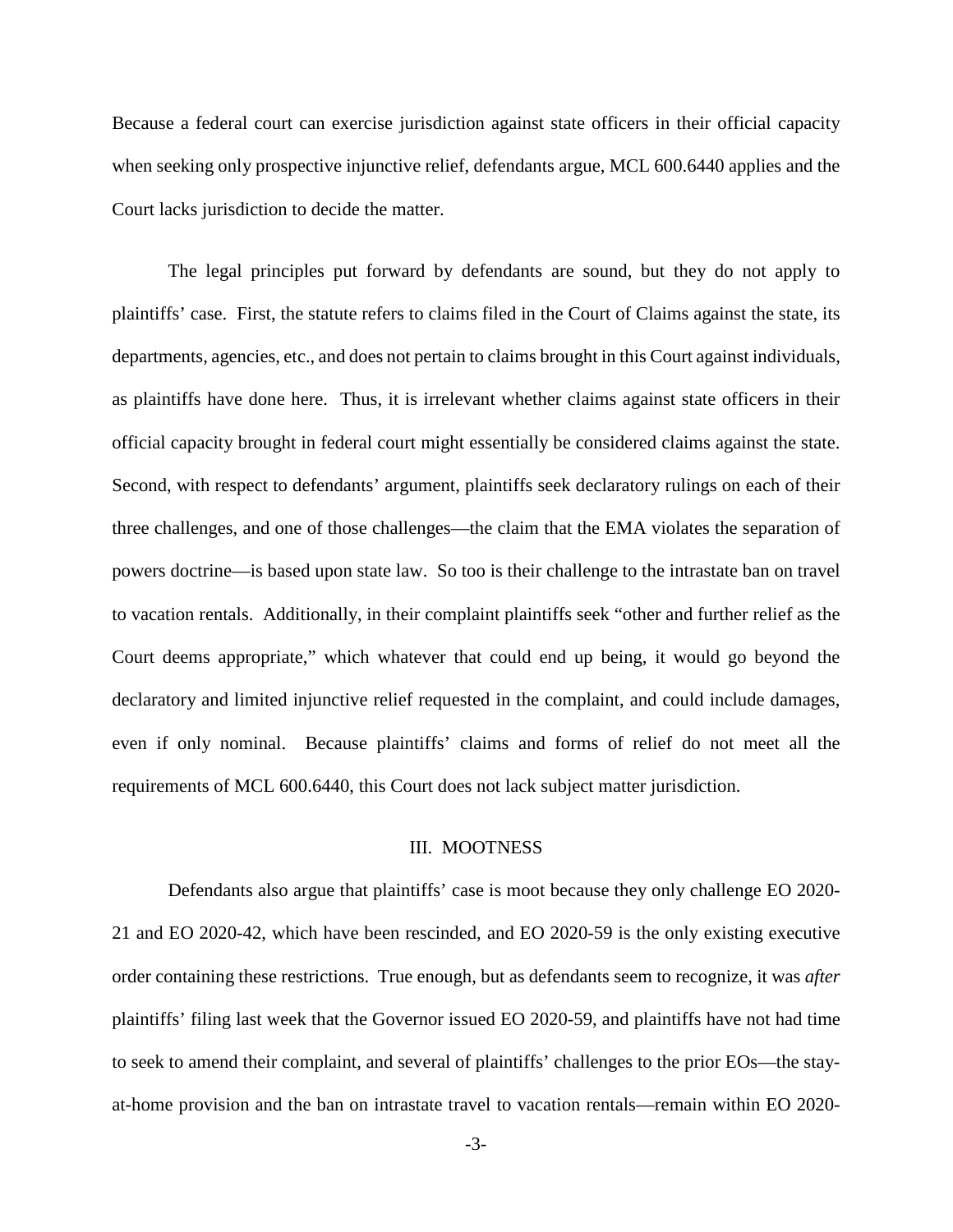Because a federal court can exercise jurisdiction against state officers in their official capacity when seeking only prospective injunctive relief, defendants argue, MCL 600.6440 applies and the Court lacks jurisdiction to decide the matter.

The legal principles put forward by defendants are sound, but they do not apply to plaintiffs' case. First, the statute refers to claims filed in the Court of Claims against the state, its departments, agencies, etc., and does not pertain to claims brought in this Court against individuals, as plaintiffs have done here. Thus, it is irrelevant whether claims against state officers in their official capacity brought in federal court might essentially be considered claims against the state. Second, with respect to defendants' argument, plaintiffs seek declaratory rulings on each of their three challenges, and one of those challenges—the claim that the EMA violates the separation of powers doctrine—is based upon state law. So too is their challenge to the intrastate ban on travel to vacation rentals. Additionally, in their complaint plaintiffs seek "other and further relief as the Court deems appropriate," which whatever that could end up being, it would go beyond the declaratory and limited injunctive relief requested in the complaint, and could include damages, even if only nominal. Because plaintiffs' claims and forms of relief do not meet all the requirements of MCL 600.6440, this Court does not lack subject matter jurisdiction.

## III. MOOTNESS

Defendants also argue that plaintiffs' case is moot because they only challenge EO 2020-21 and EO 2020-42, which have been rescinded, and EO 2020-59 is the only existing executive order containing these restrictions. True enough, but as defendants seem to recognize, it was *after* plaintiffs' filing last week that the Governor issued EO 2020-59, and plaintiffs have not had time to seek to amend their complaint, and several of plaintiffs' challenges to the prior EOs—the stay-at-home provision and the ban on intrastate travel to vacation rentals—remain within EO 2020-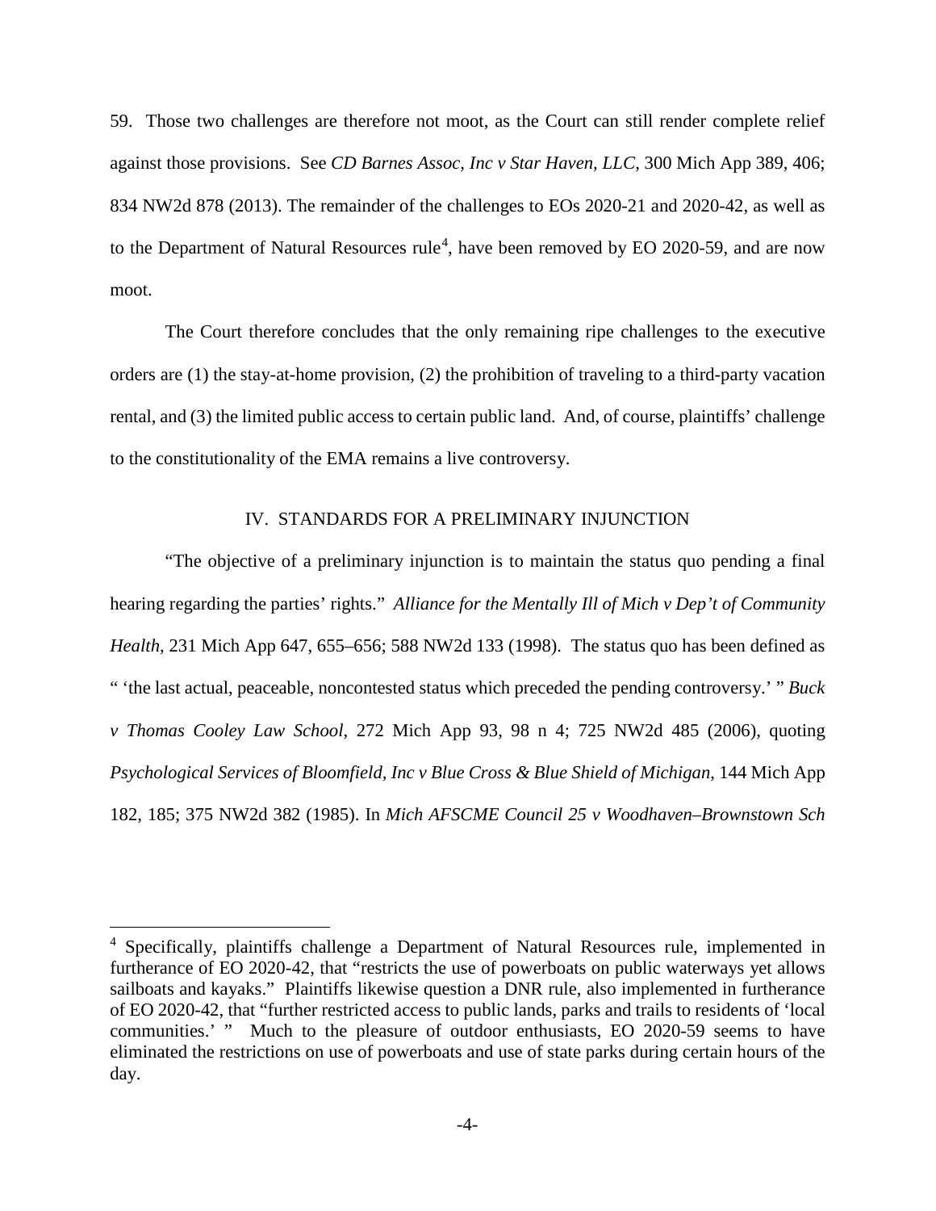59. Those two challenges are therefore not moot, as the Court can still render complete relief against those provisions. See *CD Barnes Assoc, Inc v Star Haven, LLC*, 300 Mich App 389, 406; 834 NW2d 878 (2013). The remainder of the challenges to EOs 2020-21 and 2020-42, as well as to the Department of Natural Resources rule[4], have been removed by EO 2020-59, and are now moot.

The Court therefore concludes that the only remaining ripe challenges to the executive orders are (1) the stay-at-home provision, (2) the prohibition of traveling to a third-party vacation rental, and (3) the limited public access to certain public land. And, of course, plaintiffs' challenge to the constitutionality of the EMA remains a live controversy.

## IV. STANDARDS FOR A PRELIMINARY INJUNCTION

"The objective of a preliminary injunction is to maintain the status quo pending a final hearing regarding the parties' rights." *Alliance for the Mentally Ill of Mich v Dep't of Community Health*, 231 Mich App 647, 655–656; 588 NW2d 133 (1998). The status quo has been defined as " 'the last actual, peaceable, noncontested status which preceded the pending controversy.' " *Buck v Thomas Cooley Law School*, 272 Mich App 93, 98 n 4; 725 NW2d 485 (2006), quoting *Psychological Services of Bloomfield, Inc v Blue Cross & Blue Shield of Michigan*, 144 Mich App 182, 185; 375 NW2d 382 (1985). In *Mich AFSCME Council 25 v Woodhaven–Brownstown Sch*

---

[4] Specifically, plaintiffs challenge a Department of Natural Resources rule, implemented in furtherance of EO 2020-42, that "restricts the use of powerboats on public waterways yet allows sailboats and kayaks." Plaintiffs likewise question a DNR rule, also implemented in furtherance of EO 2020-42, that "further restricted access to public lands, parks and trails to residents of 'local communities.' " Much to the pleasure of outdoor enthusiasts, EO 2020-59 seems to have eliminated the restrictions on use of powerboats and use of state parks during certain hours of the day.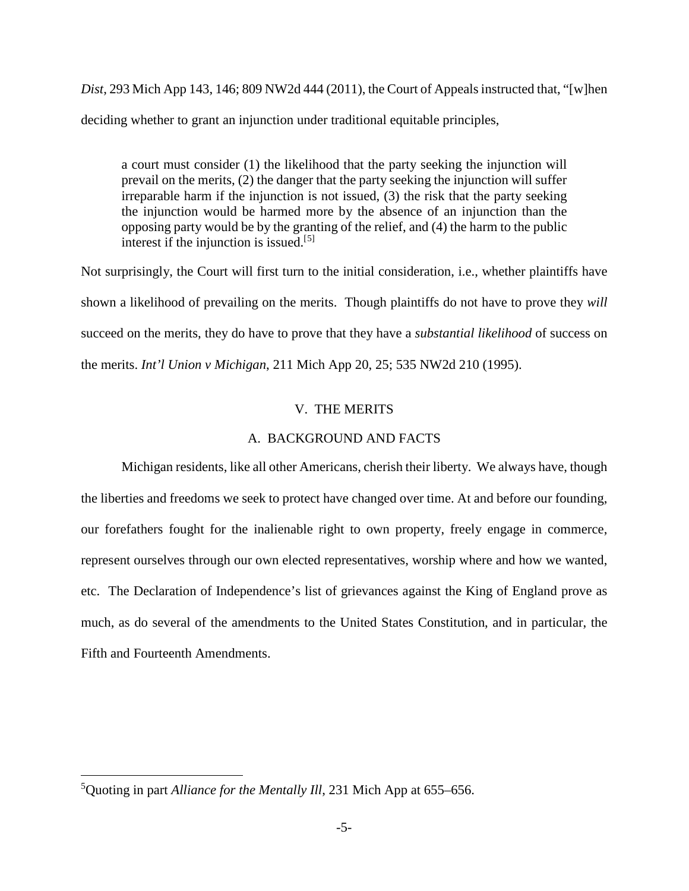*Dist*, 293 Mich App 143, 146; 809 NW2d 444 (2011), the Court of Appeals instructed that, "[w]hen deciding whether to grant an injunction under traditional equitable principles,

> a court must consider (1) the likelihood that the party seeking the injunction will prevail on the merits, (2) the danger that the party seeking the injunction will suffer irreparable harm if the injunction is not issued, (3) the risk that the party seeking the injunction would be harmed more by the absence of an injunction than the opposing party would be by the granting of the relief, and (4) the harm to the public interest if the injunction is issued.[5]

Not surprisingly, the Court will first turn to the initial consideration, i.e., whether plaintiffs have shown a likelihood of prevailing on the merits. Though plaintiffs do not have to prove they *will* succeed on the merits, they do have to prove that they have a *substantial likelihood* of success on the merits. *Int'l Union v Michigan*, 211 Mich App 20, 25; 535 NW2d 210 (1995).

## V. THE MERITS

### A. BACKGROUND AND FACTS

Michigan residents, like all other Americans, cherish their liberty. We always have, though the liberties and freedoms we seek to protect have changed over time. At and before our founding, our forefathers fought for the inalienable right to own property, freely engage in commerce, represent ourselves through our own elected representatives, worship where and how we wanted, etc. The Declaration of Independence's list of grievances against the King of England prove as much, as do several of the amendments to the United States Constitution, and in particular, the Fifth and Fourteenth Amendments.

---

[5] Quoting in part *Alliance for the Mentally Ill*, 231 Mich App at 655–656.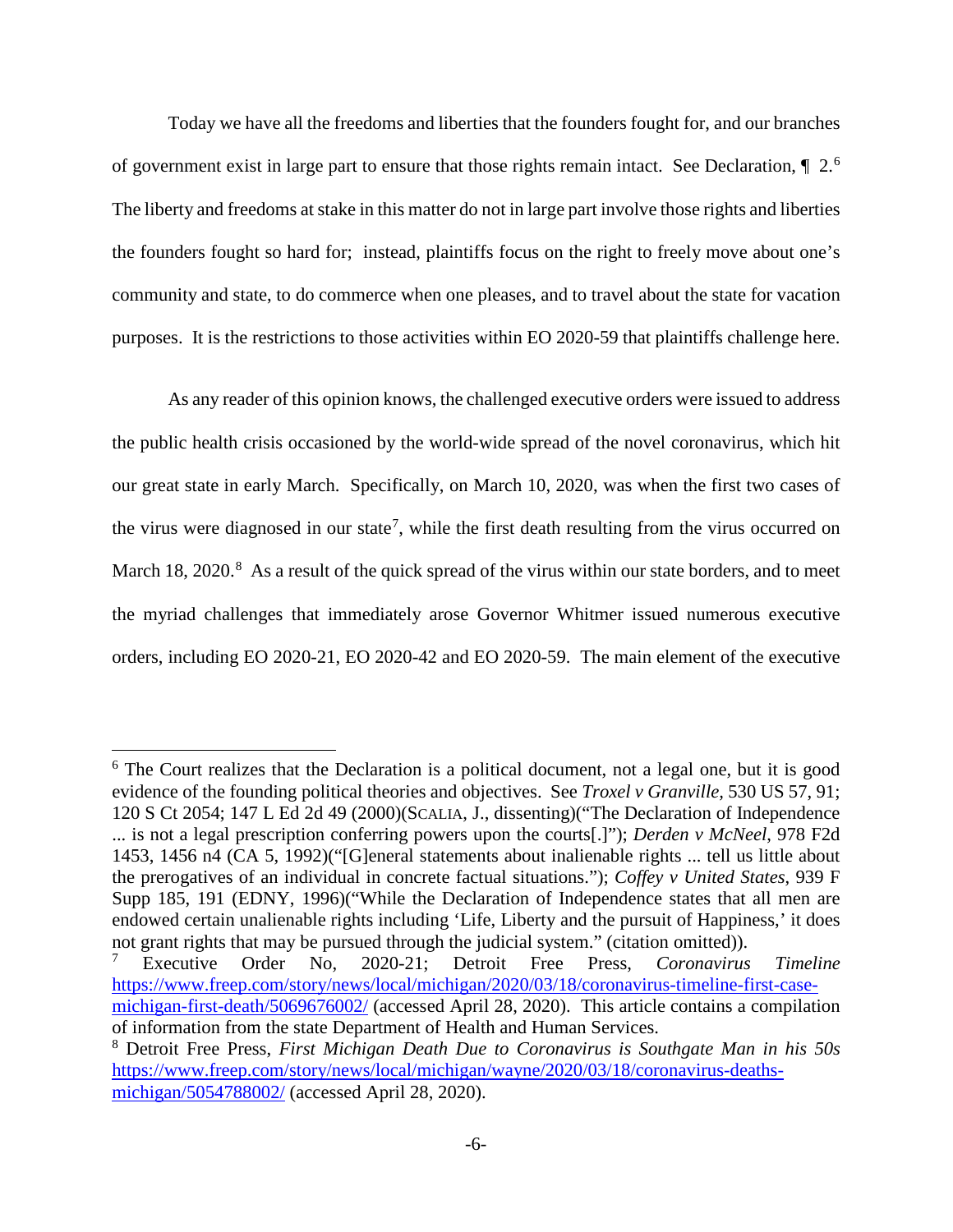Today we have all the freedoms and liberties that the founders fought for, and our branches of government exist in large part to ensure that those rights remain intact. See Declaration, ¶ 2.[6] The liberty and freedoms at stake in this matter do not in large part involve those rights and liberties the founders fought so hard for; instead, plaintiffs focus on the right to freely move about one's community and state, to do commerce when one pleases, and to travel about the state for vacation purposes. It is the restrictions to those activities within EO 2020-59 that plaintiffs challenge here.

As any reader of this opinion knows, the challenged executive orders were issued to address the public health crisis occasioned by the world-wide spread of the novel coronavirus, which hit our great state in early March. Specifically, on March 10, 2020, was when the first two cases of the virus were diagnosed in our state[7], while the first death resulting from the virus occurred on March 18, 2020.[8] As a result of the quick spread of the virus within our state borders, and to meet the myriad challenges that immediately arose Governor Whitmer issued numerous executive orders, including EO 2020-21, EO 2020-42 and EO 2020-59. The main element of the executive

---

[6] The Court realizes that the Declaration is a political document, not a legal one, but it is good evidence of the founding political theories and objectives. See *Troxel v Granville,* 530 US 57, 91; 120 S Ct 2054; 147 L Ed 2d 49 (2000)(SCALIA, J., dissenting)("The Declaration of Independence ... is not a legal prescription conferring powers upon the courts[.]"); *Derden v McNeel*, 978 F2d 1453, 1456 n4 (CA 5, 1992)("[G]eneral statements about inalienable rights ... tell us little about the prerogatives of an individual in concrete factual situations."); *Coffey v United States*, 939 F Supp 185, 191 (EDNY, 1996)("While the Declaration of Independence states that all men are endowed certain unalienable rights including 'Life, Liberty and the pursuit of Happiness,' it does not grant rights that may be pursued through the judicial system." (citation omitted)).

[7] Executive Order No, 2020-21; Detroit Free Press, *Coronavirus Timeline* https://www.freep.com/story/news/local/michigan/2020/03/18/coronavirus-timeline-first-case-michigan-first-death/5069676002/ (accessed April 28, 2020). This article contains a compilation of information from the state Department of Health and Human Services.

[8] Detroit Free Press, *First Michigan Death Due to Coronavirus is Southgate Man in his 50s* https://www.freep.com/story/news/local/michigan/wayne/2020/03/18/coronavirus-deaths-michigan/5054788002/ (accessed April 28, 2020).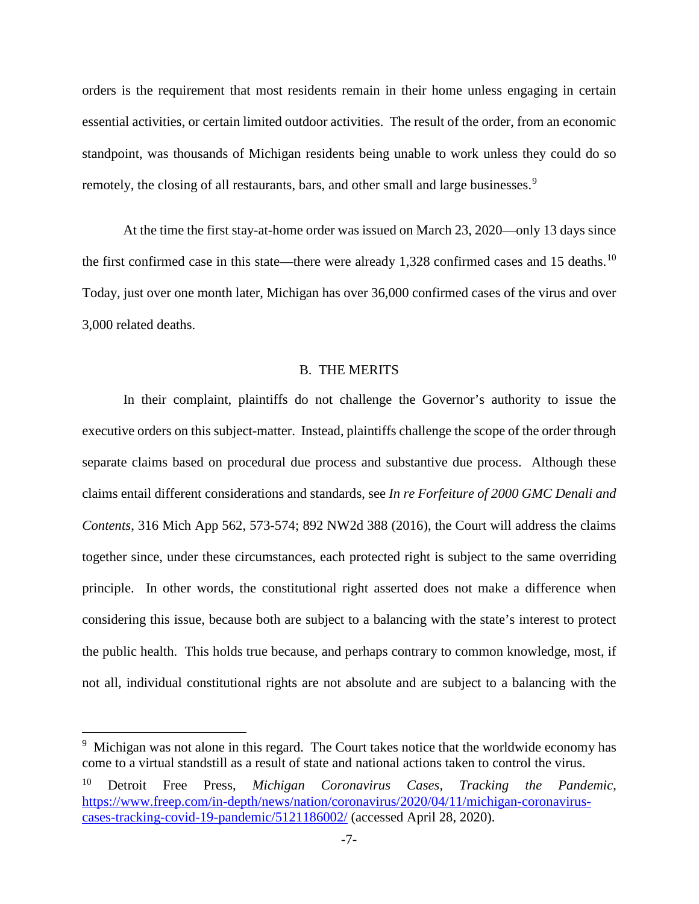orders is the requirement that most residents remain in their home unless engaging in certain essential activities, or certain limited outdoor activities. The result of the order, from an economic standpoint, was thousands of Michigan residents being unable to work unless they could do so remotely, the closing of all restaurants, bars, and other small and large businesses.[9]

At the time the first stay-at-home order was issued on March 23, 2020—only 13 days since the first confirmed case in this state—there were already 1,328 confirmed cases and 15 deaths.[10] Today, just over one month later, Michigan has over 36,000 confirmed cases of the virus and over 3,000 related deaths.

## B. THE MERITS

In their complaint, plaintiffs do not challenge the Governor's authority to issue the executive orders on this subject-matter. Instead, plaintiffs challenge the scope of the order through separate claims based on procedural due process and substantive due process. Although these claims entail different considerations and standards, see *In re Forfeiture of 2000 GMC Denali and Contents*, 316 Mich App 562, 573-574; 892 NW2d 388 (2016), the Court will address the claims together since, under these circumstances, each protected right is subject to the same overriding principle. In other words, the constitutional right asserted does not make a difference when considering this issue, because both are subject to a balancing with the state's interest to protect the public health. This holds true because, and perhaps contrary to common knowledge, most, if not all, individual constitutional rights are not absolute and are subject to a balancing with the

---

[9] Michigan was not alone in this regard. The Court takes notice that the worldwide economy has come to a virtual standstill as a result of state and national actions taken to control the virus.

[10] Detroit Free Press, *Michigan Coronavirus Cases, Tracking the Pandemic*, https://www.freep.com/in-depth/news/nation/coronavirus/2020/04/11/michigan-coronavirus-cases-tracking-covid-19-pandemic/5121186002/ (accessed April 28, 2020).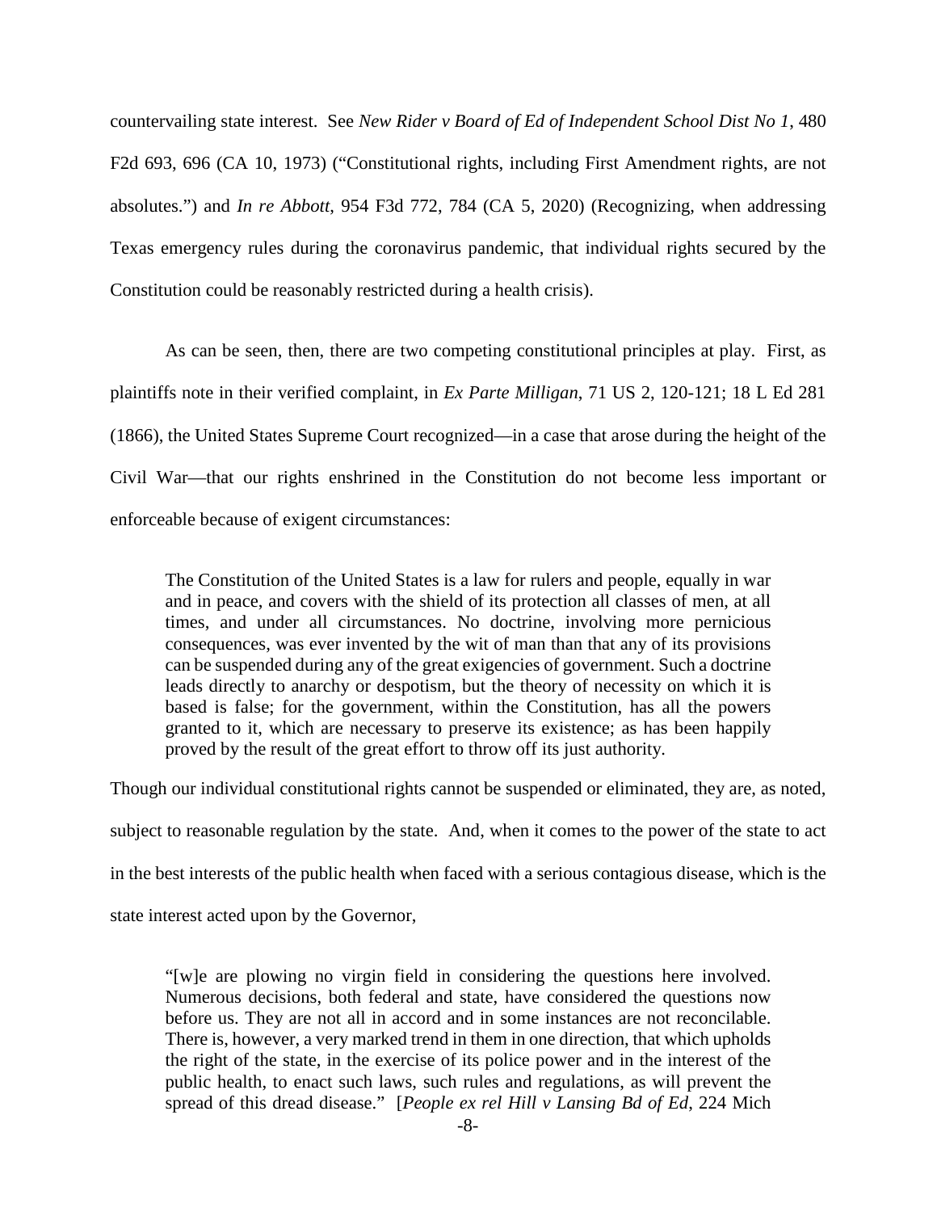countervailing state interest. See *New Rider v Board of Ed of Independent School Dist No 1*, 480 F2d 693, 696 (CA 10, 1973) ("Constitutional rights, including First Amendment rights, are not absolutes.") and *In re Abbott*, 954 F3d 772, 784 (CA 5, 2020) (Recognizing, when addressing Texas emergency rules during the coronavirus pandemic, that individual rights secured by the Constitution could be reasonably restricted during a health crisis).

As can be seen, then, there are two competing constitutional principles at play. First, as plaintiffs note in their verified complaint, in *Ex Parte Milligan*, 71 US 2, 120-121; 18 L Ed 281 (1866), the United States Supreme Court recognized—in a case that arose during the height of the Civil War—that our rights enshrined in the Constitution do not become less important or enforceable because of exigent circumstances:

> The Constitution of the United States is a law for rulers and people, equally in war and in peace, and covers with the shield of its protection all classes of men, at all times, and under all circumstances. No doctrine, involving more pernicious consequences, was ever invented by the wit of man than that any of its provisions can be suspended during any of the great exigencies of government. Such a doctrine leads directly to anarchy or despotism, but the theory of necessity on which it is based is false; for the government, within the Constitution, has all the powers granted to it, which are necessary to preserve its existence; as has been happily proved by the result of the great effort to throw off its just authority.

Though our individual constitutional rights cannot be suspended or eliminated, they are, as noted, subject to reasonable regulation by the state. And, when it comes to the power of the state to act in the best interests of the public health when faced with a serious contagious disease, which is the state interest acted upon by the Governor,

> "[w]e are plowing no virgin field in considering the questions here involved. Numerous decisions, both federal and state, have considered the questions now before us. They are not all in accord and in some instances are not reconcilable. There is, however, a very marked trend in them in one direction, that which upholds the right of the state, in the exercise of its police power and in the interest of the public health, to enact such laws, such rules and regulations, as will prevent the spread of this dread disease." [*People ex rel Hill v Lansing Bd of Ed*, 224 Mich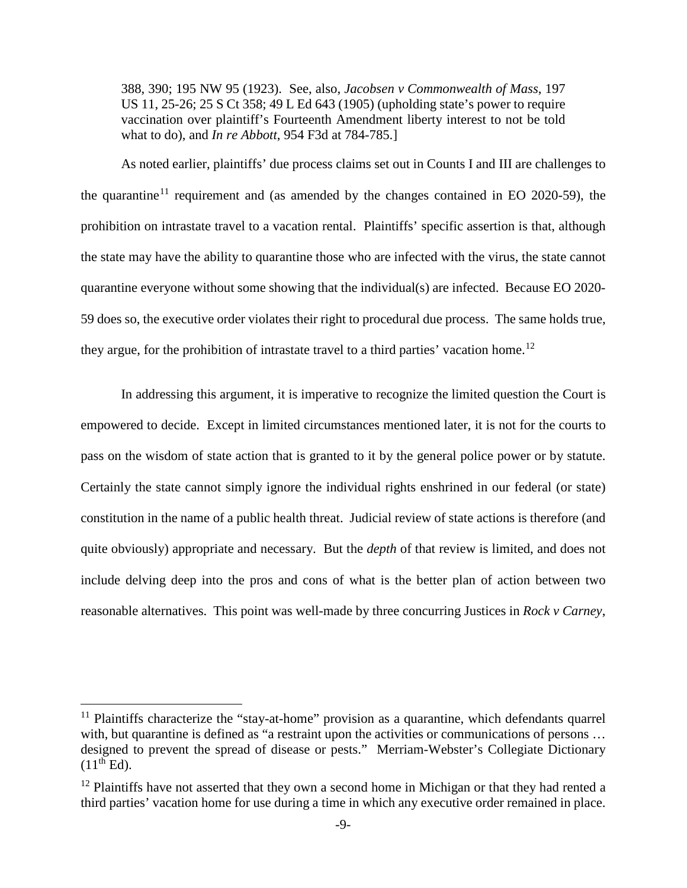388, 390; 195 NW 95 (1923). See, also, *Jacobsen v Commonwealth of Mass*, 197 US 11, 25-26; 25 S Ct 358; 49 L Ed 643 (1905) (upholding state's power to require vaccination over plaintiff's Fourteenth Amendment liberty interest to not be told what to do), and *In re Abbott*, 954 F3d at 784-785.]

As noted earlier, plaintiffs' due process claims set out in Counts I and III are challenges to the quarantine[11] requirement and (as amended by the changes contained in EO 2020-59), the prohibition on intrastate travel to a vacation rental. Plaintiffs' specific assertion is that, although the state may have the ability to quarantine those who are infected with the virus, the state cannot quarantine everyone without some showing that the individual(s) are infected. Because EO 2020-59 does so, the executive order violates their right to procedural due process. The same holds true, they argue, for the prohibition of intrastate travel to a third parties' vacation home.[12]

In addressing this argument, it is imperative to recognize the limited question the Court is empowered to decide. Except in limited circumstances mentioned later, it is not for the courts to pass on the wisdom of state action that is granted to it by the general police power or by statute. Certainly the state cannot simply ignore the individual rights enshrined in our federal (or state) constitution in the name of a public health threat. Judicial review of state actions is therefore (and quite obviously) appropriate and necessary. But the *depth* of that review is limited, and does not include delving deep into the pros and cons of what is the better plan of action between two reasonable alternatives. This point was well-made by three concurring Justices in *Rock v Carney*,

---

[11] Plaintiffs characterize the "stay-at-home" provision as a quarantine, which defendants quarrel with, but quarantine is defined as "a restraint upon the activities or communications of persons … designed to prevent the spread of disease or pests." Merriam-Webster's Collegiate Dictionary (11th Ed).

[12] Plaintiffs have not asserted that they own a second home in Michigan or that they had rented a third parties' vacation home for use during a time in which any executive order remained in place.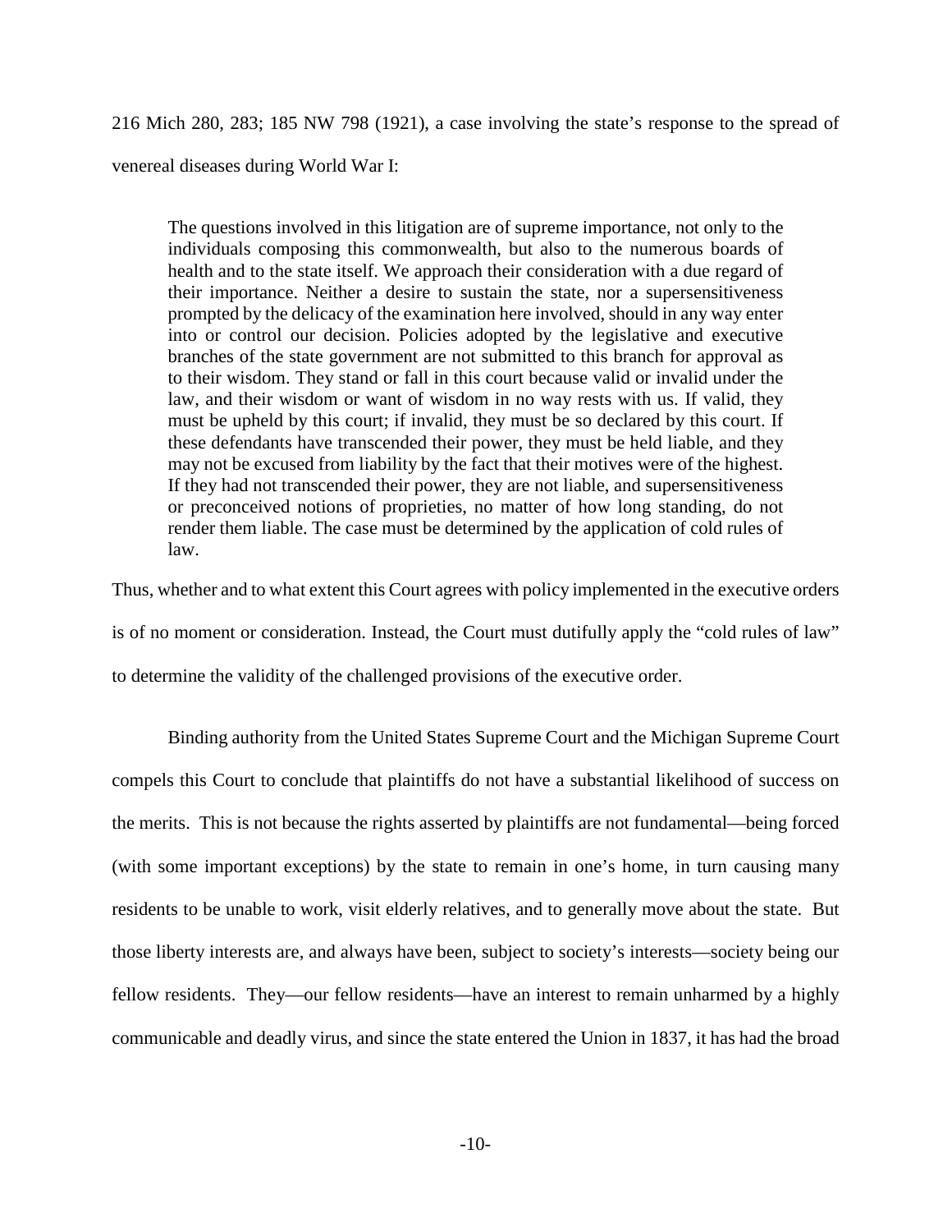216 Mich 280, 283; 185 NW 798 (1921), a case involving the state's response to the spread of venereal diseases during World War I:

> The questions involved in this litigation are of supreme importance, not only to the individuals composing this commonwealth, but also to the numerous boards of health and to the state itself. We approach their consideration with a due regard of their importance. Neither a desire to sustain the state, nor a supersensitiveness prompted by the delicacy of the examination here involved, should in any way enter into or control our decision. Policies adopted by the legislative and executive branches of the state government are not submitted to this branch for approval as to their wisdom. They stand or fall in this court because valid or invalid under the law, and their wisdom or want of wisdom in no way rests with us. If valid, they must be upheld by this court; if invalid, they must be so declared by this court. If these defendants have transcended their power, they must be held liable, and they may not be excused from liability by the fact that their motives were of the highest. If they had not transcended their power, they are not liable, and supersensitiveness or preconceived notions of proprieties, no matter of how long standing, do not render them liable. The case must be determined by the application of cold rules of law.

Thus, whether and to what extent this Court agrees with policy implemented in the executive orders is of no moment or consideration. Instead, the Court must dutifully apply the "cold rules of law" to determine the validity of the challenged provisions of the executive order.

Binding authority from the United States Supreme Court and the Michigan Supreme Court compels this Court to conclude that plaintiffs do not have a substantial likelihood of success on the merits. This is not because the rights asserted by plaintiffs are not fundamental—being forced (with some important exceptions) by the state to remain in one's home, in turn causing many residents to be unable to work, visit elderly relatives, and to generally move about the state. But those liberty interests are, and always have been, subject to society's interests—society being our fellow residents. They—our fellow residents—have an interest to remain unharmed by a highly communicable and deadly virus, and since the state entered the Union in 1837, it has had the broad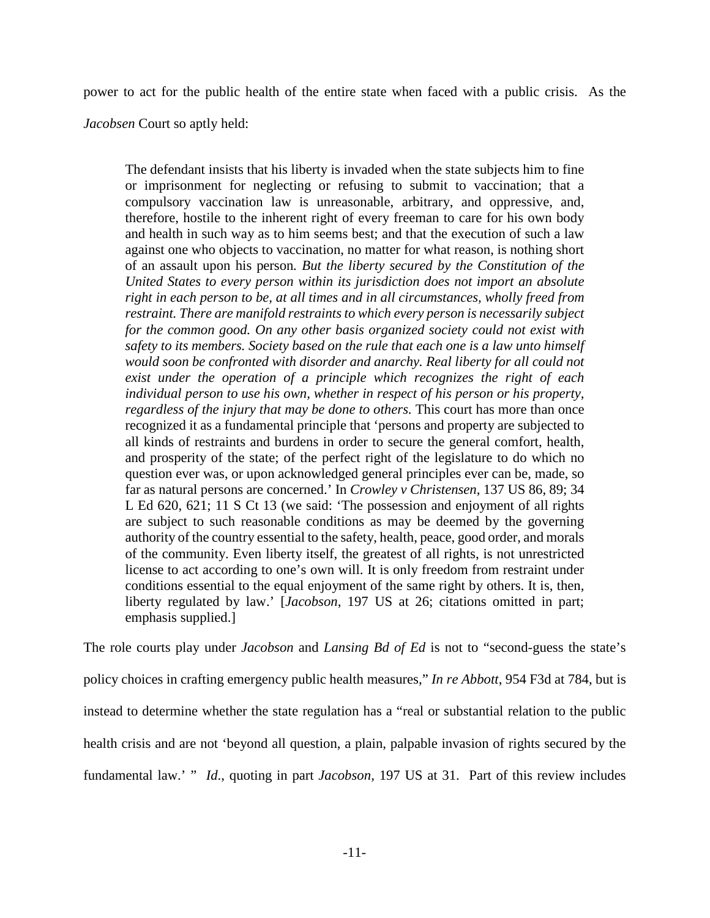power to act for the public health of the entire state when faced with a public crisis. As the *Jacobsen* Court so aptly held:

> The defendant insists that his liberty is invaded when the state subjects him to fine or imprisonment for neglecting or refusing to submit to vaccination; that a compulsory vaccination law is unreasonable, arbitrary, and oppressive, and, therefore, hostile to the inherent right of every freeman to care for his own body and health in such way as to him seems best; and that the execution of such a law against one who objects to vaccination, no matter for what reason, is nothing short of an assault upon his person. *But the liberty secured by the Constitution of the United States to every person within its jurisdiction does not import an absolute right in each person to be, at all times and in all circumstances, wholly freed from restraint. There are manifold restraints to which every person is necessarily subject for the common good. On any other basis organized society could not exist with safety to its members. Society based on the rule that each one is a law unto himself would soon be confronted with disorder and anarchy. Real liberty for all could not exist under the operation of a principle which recognizes the right of each individual person to use his own, whether in respect of his person or his property, regardless of the injury that may be done to others.* This court has more than once recognized it as a fundamental principle that 'persons and property are subjected to all kinds of restraints and burdens in order to secure the general comfort, health, and prosperity of the state; of the perfect right of the legislature to do which no question ever was, or upon acknowledged general principles ever can be, made, so far as natural persons are concerned.' In *Crowley v Christensen*, 137 US 86, 89; 34 L Ed 620, 621; 11 S Ct 13 (we said: 'The possession and enjoyment of all rights are subject to such reasonable conditions as may be deemed by the governing authority of the country essential to the safety, health, peace, good order, and morals of the community. Even liberty itself, the greatest of all rights, is not unrestricted license to act according to one's own will. It is only freedom from restraint under conditions essential to the equal enjoyment of the same right by others. It is, then, liberty regulated by law.' [*Jacobson*, 197 US at 26; citations omitted in part; emphasis supplied.]

The role courts play under *Jacobson* and *Lansing Bd of Ed* is not to "second-guess the state's policy choices in crafting emergency public health measures," *In re Abbott*, 954 F3d at 784, but is instead to determine whether the state regulation has a "real or substantial relation to the public health crisis and are not 'beyond all question, a plain, palpable invasion of rights secured by the fundamental law.' " *Id.*, quoting in part *Jacobson*, 197 US at 31. Part of this review includes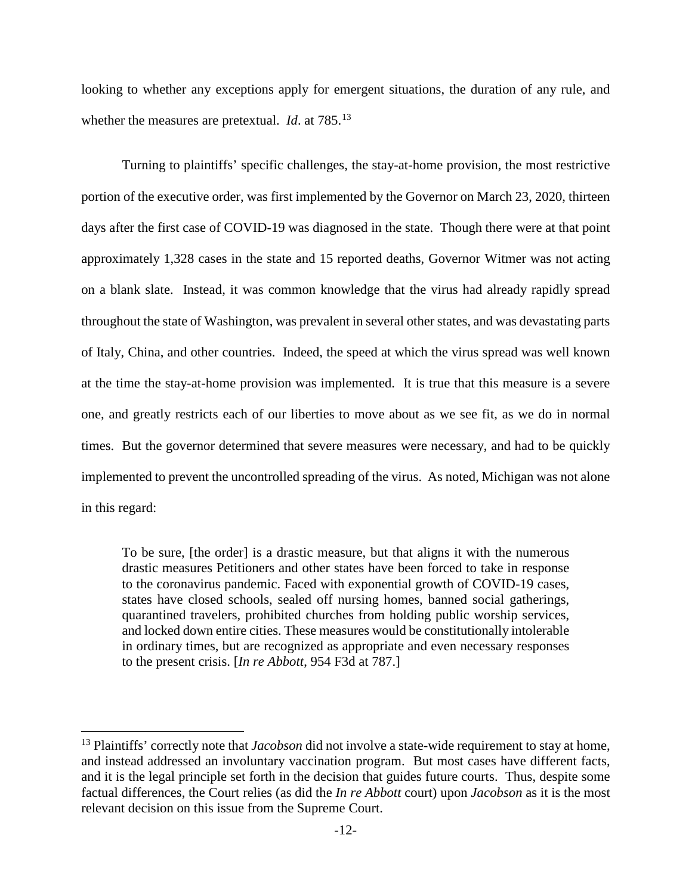looking to whether any exceptions apply for emergent situations, the duration of any rule, and whether the measures are pretextual. *Id*. at 785.[13]

Turning to plaintiffs' specific challenges, the stay-at-home provision, the most restrictive portion of the executive order, was first implemented by the Governor on March 23, 2020, thirteen days after the first case of COVID-19 was diagnosed in the state. Though there were at that point approximately 1,328 cases in the state and 15 reported deaths, Governor Witmer was not acting on a blank slate. Instead, it was common knowledge that the virus had already rapidly spread throughout the state of Washington, was prevalent in several other states, and was devastating parts of Italy, China, and other countries. Indeed, the speed at which the virus spread was well known at the time the stay-at-home provision was implemented. It is true that this measure is a severe one, and greatly restricts each of our liberties to move about as we see fit, as we do in normal times. But the governor determined that severe measures were necessary, and had to be quickly implemented to prevent the uncontrolled spreading of the virus. As noted, Michigan was not alone in this regard:

> To be sure, [the order] is a drastic measure, but that aligns it with the numerous drastic measures Petitioners and other states have been forced to take in response to the coronavirus pandemic. Faced with exponential growth of COVID-19 cases, states have closed schools, sealed off nursing homes, banned social gatherings, quarantined travelers, prohibited churches from holding public worship services, and locked down entire cities. These measures would be constitutionally intolerable in ordinary times, but are recognized as appropriate and even necessary responses to the present crisis. [*In re Abbott*, 954 F3d at 787.]

---

[13] Plaintiffs' correctly note that *Jacobson* did not involve a state-wide requirement to stay at home, and instead addressed an involuntary vaccination program. But most cases have different facts, and it is the legal principle set forth in the decision that guides future courts. Thus, despite some factual differences, the Court relies (as did the *In re Abbott* court) upon *Jacobson* as it is the most relevant decision on this issue from the Supreme Court.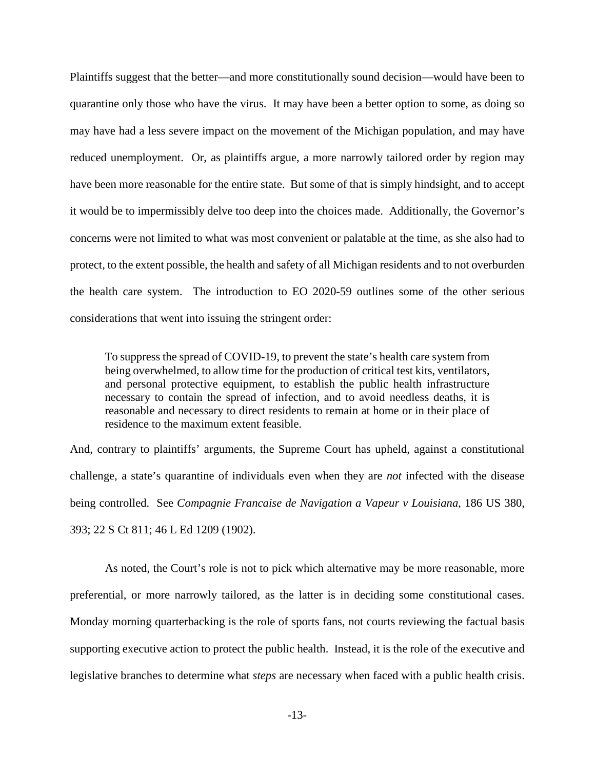Plaintiffs suggest that the better—and more constitutionally sound decision—would have been to quarantine only those who have the virus. It may have been a better option to some, as doing so may have had a less severe impact on the movement of the Michigan population, and may have reduced unemployment. Or, as plaintiffs argue, a more narrowly tailored order by region may have been more reasonable for the entire state. But some of that is simply hindsight, and to accept it would be to impermissibly delve too deep into the choices made. Additionally, the Governor's concerns were not limited to what was most convenient or palatable at the time, as she also had to protect, to the extent possible, the health and safety of all Michigan residents and to not overburden the health care system. The introduction to EO 2020-59 outlines some of the other serious considerations that went into issuing the stringent order:

> To suppress the spread of COVID-19, to prevent the state's health care system from being overwhelmed, to allow time for the production of critical test kits, ventilators, and personal protective equipment, to establish the public health infrastructure necessary to contain the spread of infection, and to avoid needless deaths, it is reasonable and necessary to direct residents to remain at home or in their place of residence to the maximum extent feasible.

And, contrary to plaintiffs' arguments, the Supreme Court has upheld, against a constitutional challenge, a state's quarantine of individuals even when they are *not* infected with the disease being controlled. See *Compagnie Francaise de Navigation a Vapeur v Louisiana*, 186 US 380, 393; 22 S Ct 811; 46 L Ed 1209 (1902).

As noted, the Court's role is not to pick which alternative may be more reasonable, more preferential, or more narrowly tailored, as the latter is in deciding some constitutional cases. Monday morning quarterbacking is the role of sports fans, not courts reviewing the factual basis supporting executive action to protect the public health. Instead, it is the role of the executive and legislative branches to determine what *steps* are necessary when faced with a public health crisis.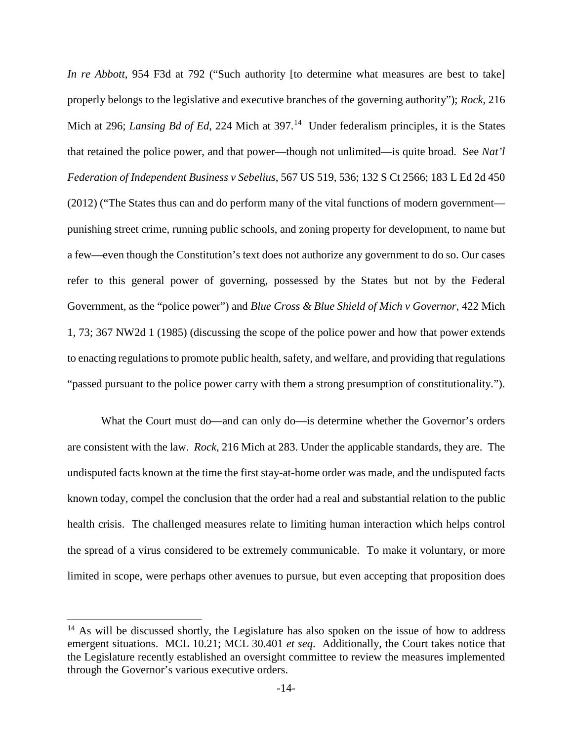*In re Abbott*, 954 F3d at 792 ("Such authority [to determine what measures are best to take] properly belongs to the legislative and executive branches of the governing authority"); *Rock*, 216 Mich at 296; *Lansing Bd of Ed*, 224 Mich at 397.[14] Under federalism principles, it is the States that retained the police power, and that power—though not unlimited—is quite broad. See *Nat'l Federation of Independent Business v Sebelius*, 567 US 519, 536; 132 S Ct 2566; 183 L Ed 2d 450 (2012) ("The States thus can and do perform many of the vital functions of modern government—punishing street crime, running public schools, and zoning property for development, to name but a few—even though the Constitution's text does not authorize any government to do so. Our cases refer to this general power of governing, possessed by the States but not by the Federal Government, as the "police power") and *Blue Cross & Blue Shield of Mich v Governor*, 422 Mich 1, 73; 367 NW2d 1 (1985) (discussing the scope of the police power and how that power extends to enacting regulations to promote public health, safety, and welfare, and providing that regulations "passed pursuant to the police power carry with them a strong presumption of constitutionality.").

What the Court must do—and can only do—is determine whether the Governor's orders are consistent with the law. *Rock,* 216 Mich at 283. Under the applicable standards, they are. The undisputed facts known at the time the first stay-at-home order was made, and the undisputed facts known today, compel the conclusion that the order had a real and substantial relation to the public health crisis. The challenged measures relate to limiting human interaction which helps control the spread of a virus considered to be extremely communicable. To make it voluntary, or more limited in scope, were perhaps other avenues to pursue, but even accepting that proposition does

---

[14] As will be discussed shortly, the Legislature has also spoken on the issue of how to address emergent situations. MCL 10.21; MCL 30.401 *et seq*. Additionally, the Court takes notice that the Legislature recently established an oversight committee to review the measures implemented through the Governor's various executive orders.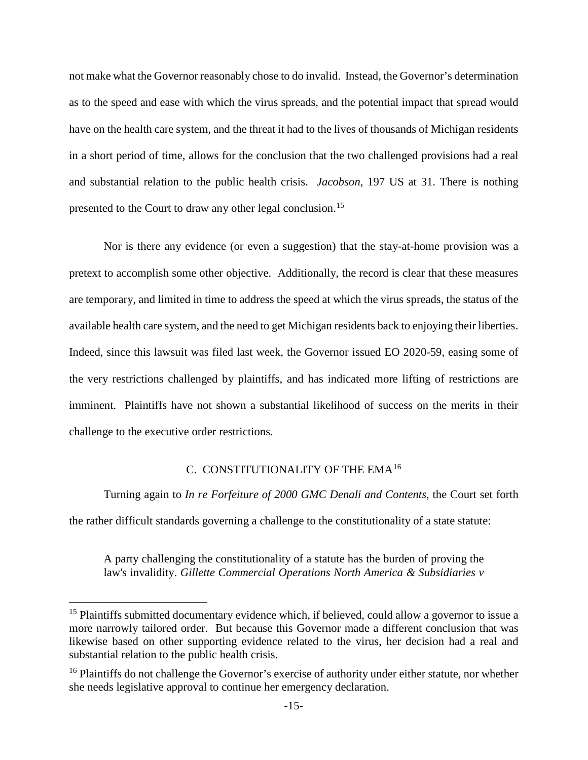not make what the Governor reasonably chose to do invalid. Instead, the Governor's determination as to the speed and ease with which the virus spreads, and the potential impact that spread would have on the health care system, and the threat it had to the lives of thousands of Michigan residents in a short period of time, allows for the conclusion that the two challenged provisions had a real and substantial relation to the public health crisis. *Jacobson*, 197 US at 31. There is nothing presented to the Court to draw any other legal conclusion.[15]

Nor is there any evidence (or even a suggestion) that the stay-at-home provision was a pretext to accomplish some other objective. Additionally, the record is clear that these measures are temporary, and limited in time to address the speed at which the virus spreads, the status of the available health care system, and the need to get Michigan residents back to enjoying their liberties. Indeed, since this lawsuit was filed last week, the Governor issued EO 2020-59, easing some of the very restrictions challenged by plaintiffs, and has indicated more lifting of restrictions are imminent. Plaintiffs have not shown a substantial likelihood of success on the merits in their challenge to the executive order restrictions.

### C. CONSTITUTIONALITY OF THE EMA[16]

Turning again to *In re Forfeiture of 2000 GMC Denali and Contents*, the Court set forth the rather difficult standards governing a challenge to the constitutionality of a state statute:

> A party challenging the constitutionality of a statute has the burden of proving the law's invalidity. *Gillette Commercial Operations North America & Subsidiaries v*

[15] Plaintiffs submitted documentary evidence which, if believed, could allow a governor to issue a more narrowly tailored order. But because this Governor made a different conclusion that was likewise based on other supporting evidence related to the virus, her decision had a real and substantial relation to the public health crisis.

[16] Plaintiffs do not challenge the Governor's exercise of authority under either statute, nor whether she needs legislative approval to continue her emergency declaration.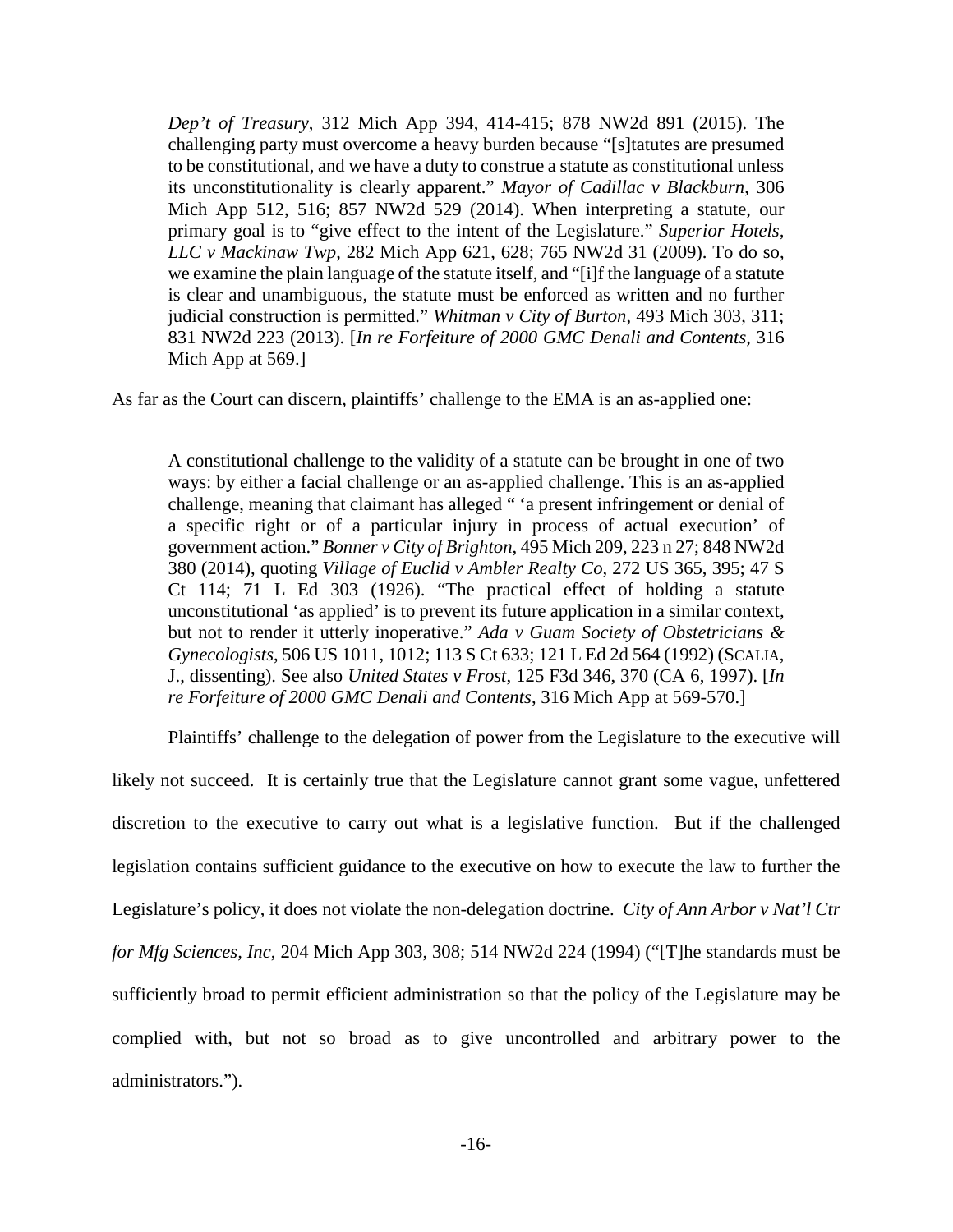> *Dep't of Treasury*, 312 Mich App 394, 414-415; 878 NW2d 891 (2015). The challenging party must overcome a heavy burden because "[s]tatutes are presumed to be constitutional, and we have a duty to construe a statute as constitutional unless its unconstitutionality is clearly apparent." *Mayor of Cadillac v Blackburn*, 306 Mich App 512, 516; 857 NW2d 529 (2014). When interpreting a statute, our primary goal is to "give effect to the intent of the Legislature." *Superior Hotels, LLC v Mackinaw Twp*, 282 Mich App 621, 628; 765 NW2d 31 (2009). To do so, we examine the plain language of the statute itself, and "[i]f the language of a statute is clear and unambiguous, the statute must be enforced as written and no further judicial construction is permitted." *Whitman v City of Burton*, 493 Mich 303, 311; 831 NW2d 223 (2013). [*In re Forfeiture of 2000 GMC Denali and Contents*, 316 Mich App at 569.]

As far as the Court can discern, plaintiffs' challenge to the EMA is an as-applied one:

> A constitutional challenge to the validity of a statute can be brought in one of two ways: by either a facial challenge or an as-applied challenge. This is an as-applied challenge, meaning that claimant has alleged " 'a present infringement or denial of a specific right or of a particular injury in process of actual execution' of government action." *Bonner v City of Brighton*, 495 Mich 209, 223 n 27; 848 NW2d 380 (2014), quoting *Village of Euclid v Ambler Realty Co*, 272 US 365, 395; 47 S Ct 114; 71 L Ed 303 (1926). "The practical effect of holding a statute unconstitutional 'as applied' is to prevent its future application in a similar context, but not to render it utterly inoperative." *Ada v Guam Society of Obstetricians & Gynecologists*, 506 US 1011, 1012; 113 S Ct 633; 121 L Ed 2d 564 (1992) (SCALIA, J., dissenting). See also *United States v Frost*, 125 F3d 346, 370 (CA 6, 1997). [*In re Forfeiture of 2000 GMC Denali and Contents*, 316 Mich App at 569-570.]

Plaintiffs' challenge to the delegation of power from the Legislature to the executive will likely not succeed. It is certainly true that the Legislature cannot grant some vague, unfettered discretion to the executive to carry out what is a legislative function. But if the challenged legislation contains sufficient guidance to the executive on how to execute the law to further the Legislature's policy, it does not violate the non-delegation doctrine. *City of Ann Arbor v Nat'l Ctr for Mfg Sciences, Inc*, 204 Mich App 303, 308; 514 NW2d 224 (1994) ("[T]he standards must be sufficiently broad to permit efficient administration so that the policy of the Legislature may be complied with, but not so broad as to give uncontrolled and arbitrary power to the administrators.").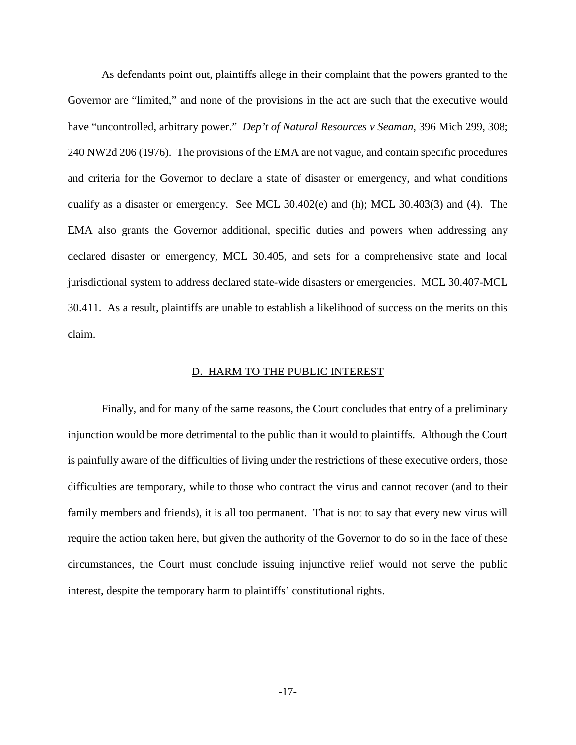As defendants point out, plaintiffs allege in their complaint that the powers granted to the Governor are "limited," and none of the provisions in the act are such that the executive would have "uncontrolled, arbitrary power." *Dep't of Natural Resources v Seaman*, 396 Mich 299, 308; 240 NW2d 206 (1976). The provisions of the EMA are not vague, and contain specific procedures and criteria for the Governor to declare a state of disaster or emergency, and what conditions qualify as a disaster or emergency. See MCL 30.402(e) and (h); MCL 30.403(3) and (4). The EMA also grants the Governor additional, specific duties and powers when addressing any declared disaster or emergency, MCL 30.405, and sets for a comprehensive state and local jurisdictional system to address declared state-wide disasters or emergencies. MCL 30.407-MCL 30.411. As a result, plaintiffs are unable to establish a likelihood of success on the merits on this claim.

## D. HARM TO THE PUBLIC INTEREST

Finally, and for many of the same reasons, the Court concludes that entry of a preliminary injunction would be more detrimental to the public than it would to plaintiffs. Although the Court is painfully aware of the difficulties of living under the restrictions of these executive orders, those difficulties are temporary, while to those who contract the virus and cannot recover (and to their family members and friends), it is all too permanent. That is not to say that every new virus will require the action taken here, but given the authority of the Governor to do so in the face of these circumstances, the Court must conclude issuing injunctive relief would not serve the public interest, despite the temporary harm to plaintiffs' constitutional rights.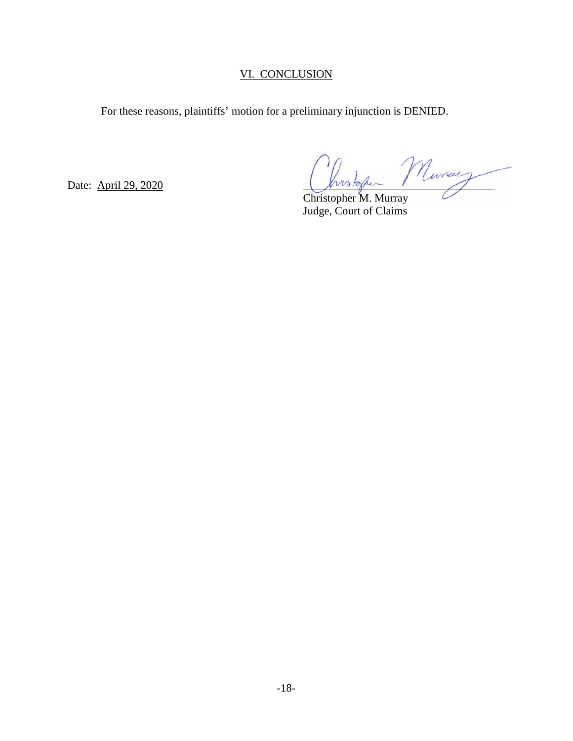## VI. CONCLUSION

For these reasons, plaintiffs' motion for a preliminary injunction is DENIED.

Date: April 29, 2020

Christopher M. Murray
Judge, Court of Claims